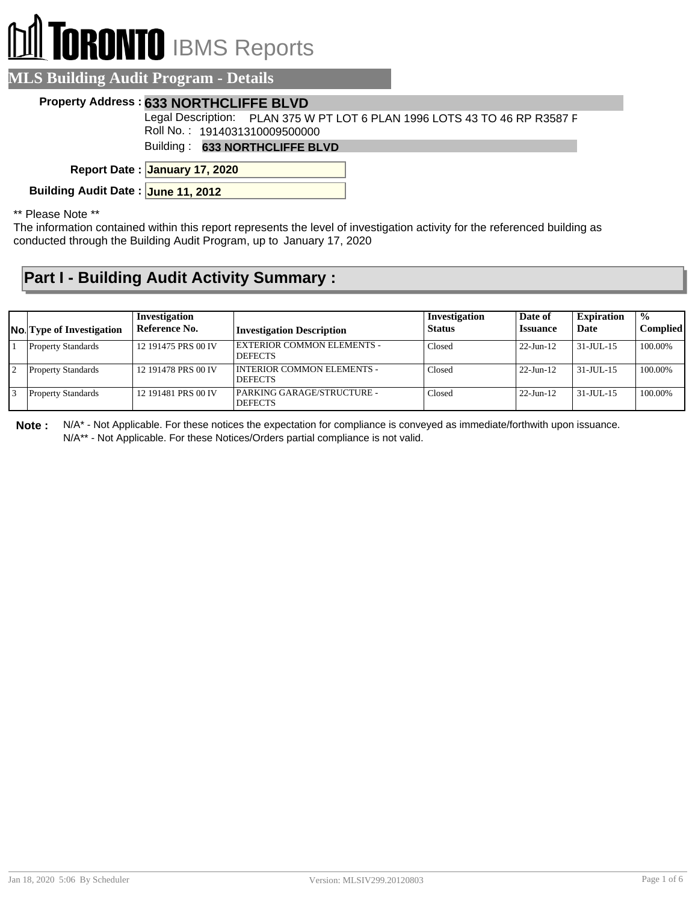# TORONTO IBMS Reports

## MLS Building Audit Program - Details

**Property Address :** **633 NORTHCLIFFE BLVD**

Legal Description: PLAN 375 W PT LOT 6 PLAN 1996 LOTS 43 TO 46 RP R3587 F

Roll No. : 1914031310009500000

Building : **633 NORTHCLIFFE BLVD**

**Report Date :** **January 17, 2020**

**Building Audit Date :** **June 11, 2012**

** Please Note **

The information contained within this report represents the level of investigation activity for the referenced building as conducted through the Building Audit Program, up to January 17, 2020

## Part I - Building Audit Activity Summary :

| No. | Type of Investigation | Investigation Reference No. | Investigation Description | Investigation Status | Date of Issuance | Expiration Date | % Complied |
|---|---|---|---|---|---|---|---|
| 1 | Property Standards | 12 191475 PRS 00 IV | EXTERIOR COMMON ELEMENTS - DEFECTS | Closed | 22-Jun-12 | 31-JUL-15 | 100.00% |
| 2 | Property Standards | 12 191478 PRS 00 IV | INTERIOR COMMON ELEMENTS - DEFECTS | Closed | 22-Jun-12 | 31-JUL-15 | 100.00% |
| 3 | Property Standards | 12 191481 PRS 00 IV | PARKING GARAGE/STRUCTURE - DEFECTS | Closed | 22-Jun-12 | 31-JUL-15 | 100.00% |

**Note :** N/A* - Not Applicable. For these notices the expectation for compliance is conveyed as immediate/forthwith upon issuance.
N/A** - Not Applicable. For these Notices/Orders partial compliance is not valid.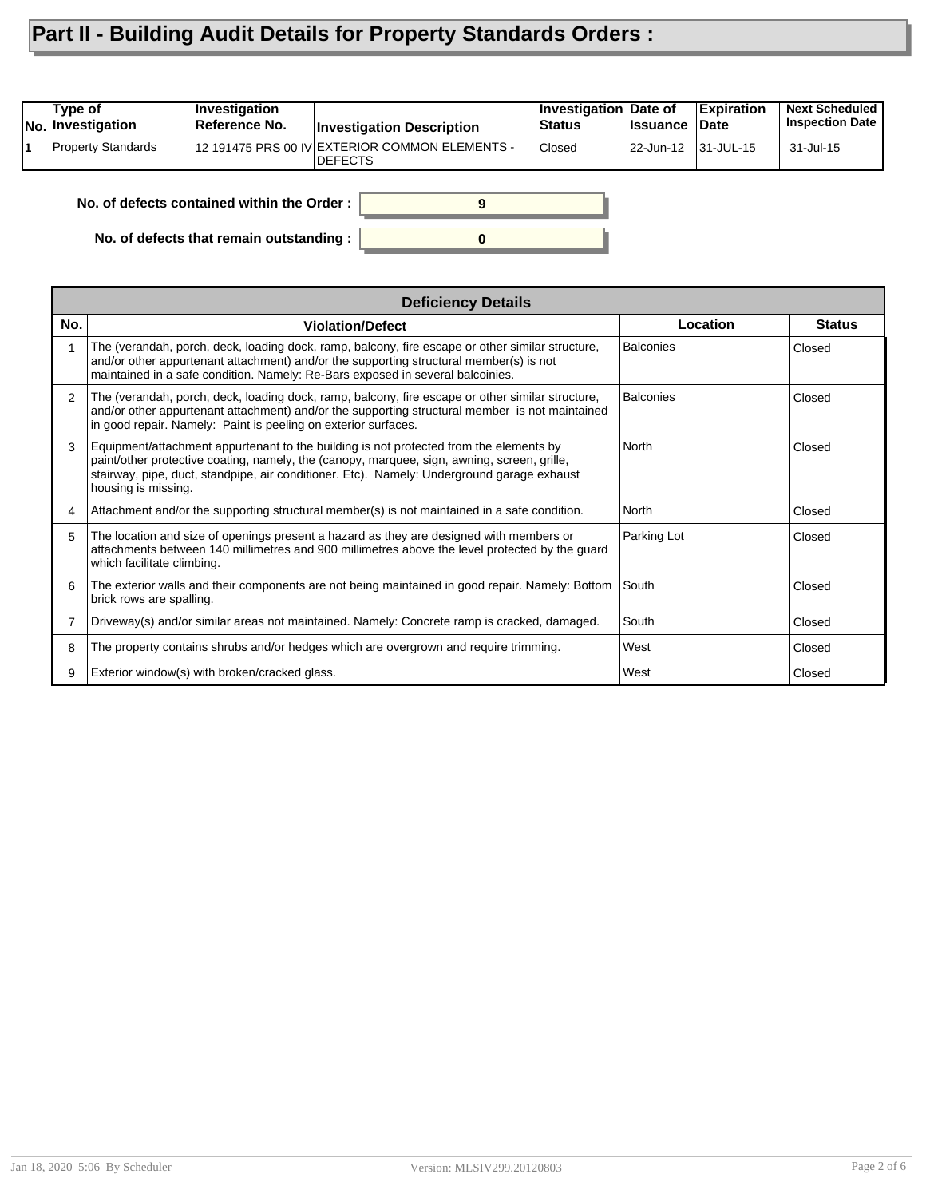# Part II - Building Audit Details for Property Standards Orders :

| No. | Type of Investigation | Investigation Reference No. | Investigation Description | Investigation Status | Date of Issuance | Expiration Date | Next Scheduled Inspection Date |
|---|---|---|---|---|---|---|---|
| 1 | Property Standards | 12 191475 PRS 00 IV | EXTERIOR COMMON ELEMENTS - DEFECTS | Closed | 22-Jun-12 | 31-JUL-15 | 31-Jul-15 |

**No. of defects contained within the Order :** 9

**No. of defects that remain outstanding :** 0

| Deficiency Details | | | |
|---|---|---|---|
| **No.** | **Violation/Defect** | **Location** | **Status** |
| 1 | The (verandah, porch, deck, loading dock, ramp, balcony, fire escape or other similar structure, and/or other appurtenant attachment) and/or the supporting structural member(s) is not maintained in a safe condition. Namely: Re-Bars exposed in several balcoinies. | Balconies | Closed |
| 2 | The (verandah, porch, deck, loading dock, ramp, balcony, fire escape or other similar structure, and/or other appurtenant attachment) and/or the supporting structural member is not maintained in good repair. Namely: Paint is peeling on exterior surfaces. | Balconies | Closed |
| 3 | Equipment/attachment appurtenant to the building is not protected from the elements by paint/other protective coating, namely, the (canopy, marquee, sign, awning, screen, grille, stairway, pipe, duct, standpipe, air conditioner. Etc). Namely: Underground garage exhaust housing is missing. | North | Closed |
| 4 | Attachment and/or the supporting structural member(s) is not maintained in a safe condition. | North | Closed |
| 5 | The location and size of openings present a hazard as they are designed with members or attachments between 140 millimetres and 900 millimetres above the level protected by the guard which facilitate climbing. | Parking Lot | Closed |
| 6 | The exterior walls and their components are not being maintained in good repair. Namely: Bottom brick rows are spalling. | South | Closed |
| 7 | Driveway(s) and/or similar areas not maintained. Namely: Concrete ramp is cracked, damaged. | South | Closed |
| 8 | The property contains shrubs and/or hedges which are overgrown and require trimming. | West | Closed |
| 9 | Exterior window(s) with broken/cracked glass. | West | Closed |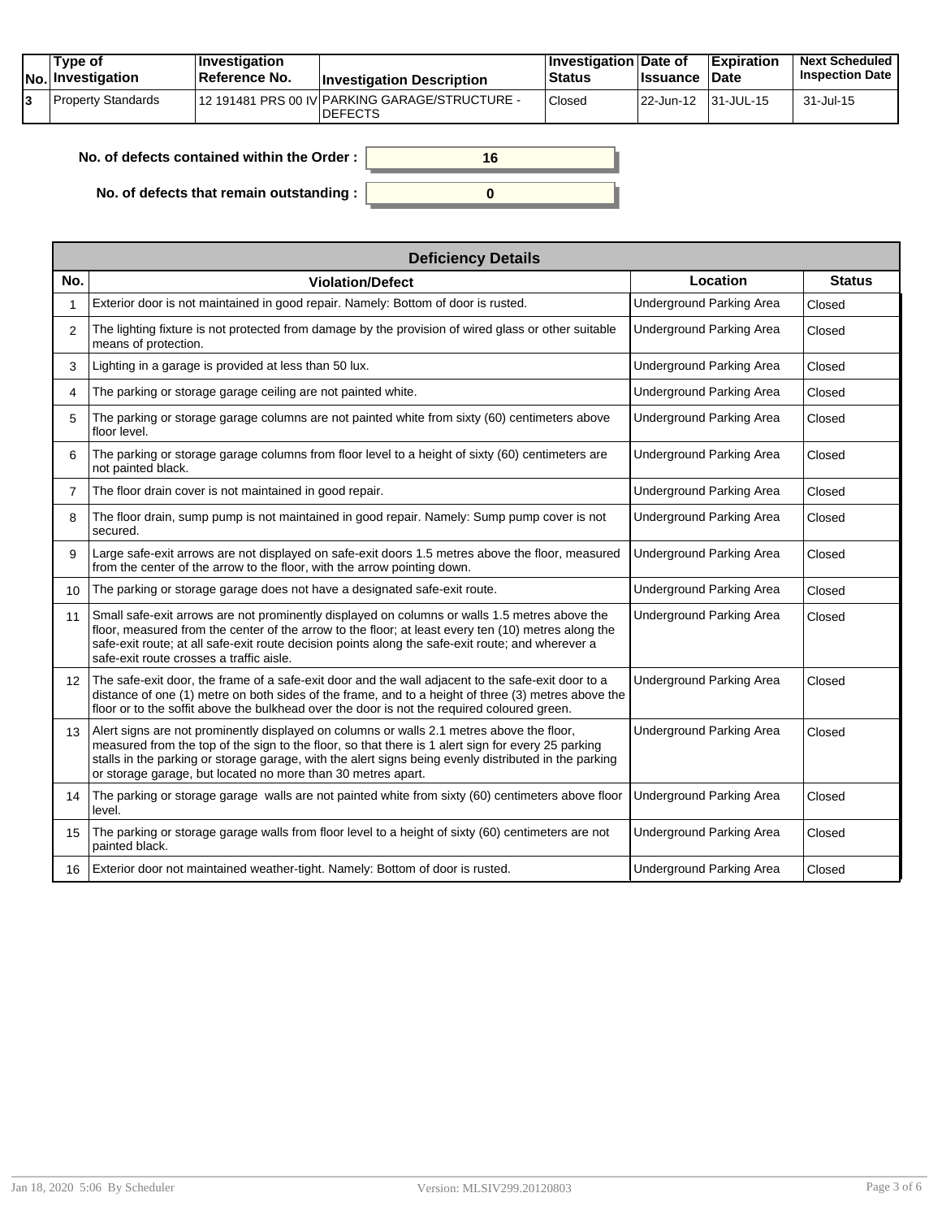| No. | Type of Investigation | Investigation Reference No. | Investigation Description | Investigation Status | Date of Issuance | Expiration Date | Next Scheduled Inspection Date |
|---|---|---|---|---|---|---|---|
| 3 | Property Standards | 12 191481 PRS 00 IV | PARKING GARAGE/STRUCTURE - DEFECTS | Closed | 22-Jun-12 | 31-JUL-15 | 31-Jul-15 |

**No. of defects contained within the Order :** 16

**No. of defects that remain outstanding :** 0

| Deficiency Details | | | |
|---|---|---|---|
| **No.** | **Violation/Defect** | **Location** | **Status** |
| 1 | Exterior door is not maintained in good repair. Namely: Bottom of door is rusted. | Underground Parking Area | Closed |
| 2 | The lighting fixture is not protected from damage by the provision of wired glass or other suitable means of protection. | Underground Parking Area | Closed |
| 3 | Lighting in a garage is provided at less than 50 lux. | Underground Parking Area | Closed |
| 4 | The parking or storage garage ceiling are not painted white. | Underground Parking Area | Closed |
| 5 | The parking or storage garage columns are not painted white from sixty (60) centimeters above floor level. | Underground Parking Area | Closed |
| 6 | The parking or storage garage columns from floor level to a height of sixty (60) centimeters are not painted black. | Underground Parking Area | Closed |
| 7 | The floor drain cover is not maintained in good repair. | Underground Parking Area | Closed |
| 8 | The floor drain, sump pump is not maintained in good repair. Namely: Sump pump cover is not secured. | Underground Parking Area | Closed |
| 9 | Large safe-exit arrows are not displayed on safe-exit doors 1.5 metres above the floor, measured from the center of the arrow to the floor, with the arrow pointing down. | Underground Parking Area | Closed |
| 10 | The parking or storage garage does not have a designated safe-exit route. | Underground Parking Area | Closed |
| 11 | Small safe-exit arrows are not prominently displayed on columns or walls 1.5 metres above the floor, measured from the center of the arrow to the floor; at least every ten (10) metres along the safe-exit route; at all safe-exit route decision points along the safe-exit route; and wherever a safe-exit route crosses a traffic aisle. | Underground Parking Area | Closed |
| 12 | The safe-exit door, the frame of a safe-exit door and the wall adjacent to the safe-exit door to a distance of one (1) metre on both sides of the frame, and to a height of three (3) metres above the floor or to the soffit above the bulkhead over the door is not the required coloured green. | Underground Parking Area | Closed |
| 13 | Alert signs are not prominently displayed on columns or walls 2.1 metres above the floor, measured from the top of the sign to the floor, so that there is 1 alert sign for every 25 parking stalls in the parking or storage garage, with the alert signs being evenly distributed in the parking or storage garage, but located no more than 30 metres apart. | Underground Parking Area | Closed |
| 14 | The parking or storage garage walls are not painted white from sixty (60) centimeters above floor level. | Underground Parking Area | Closed |
| 15 | The parking or storage garage walls from floor level to a height of sixty (60) centimeters are not painted black. | Underground Parking Area | Closed |
| 16 | Exterior door not maintained weather-tight. Namely: Bottom of door is rusted. | Underground Parking Area | Closed |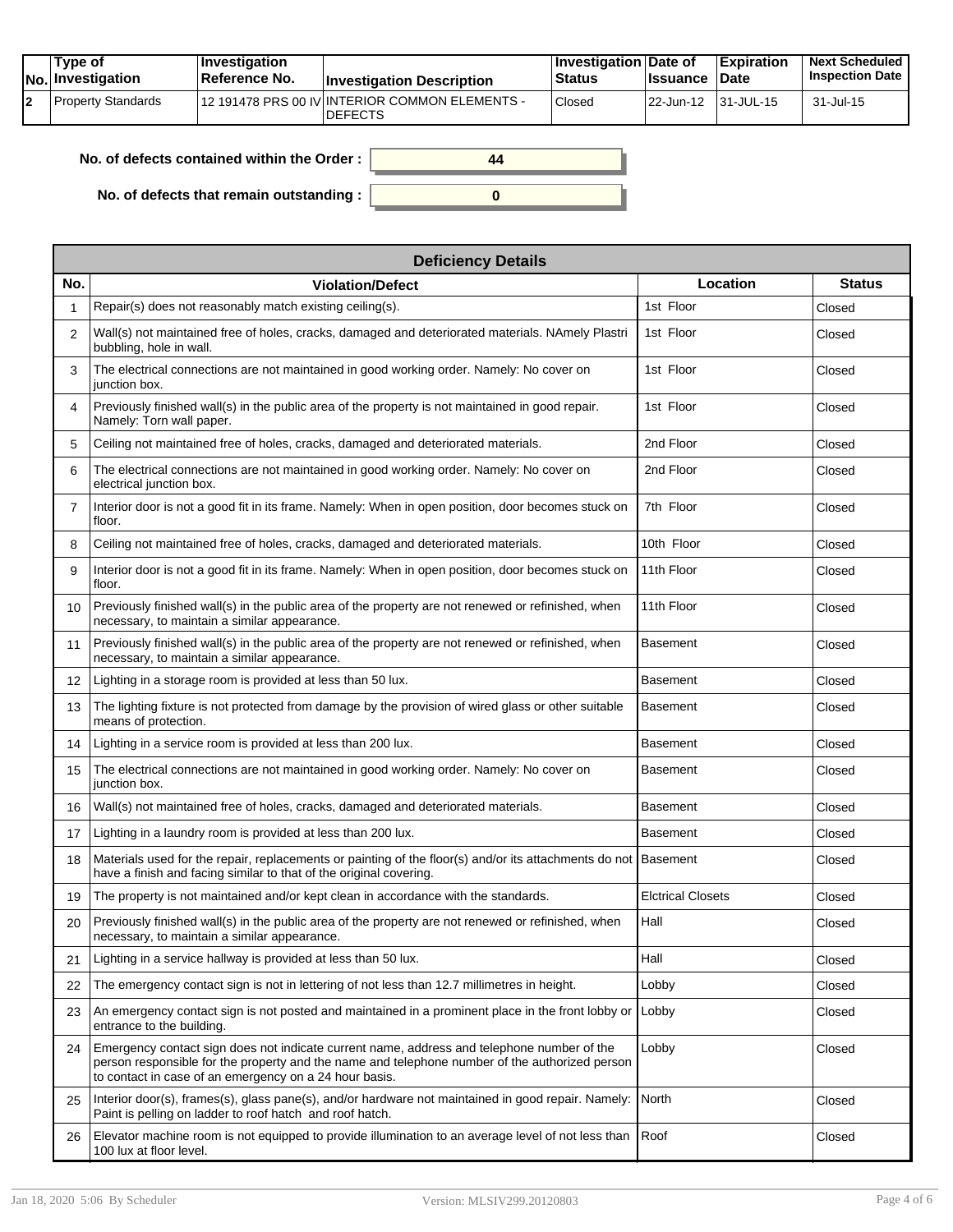| No. | Type of Investigation | Investigation Reference No. | Investigation Description | Investigation Status | Date of Issuance | Expiration Date | Next Scheduled Inspection Date |
|---|---|---|---|---|---|---|---|
| 2 | Property Standards | 12 191478 PRS 00 IV | INTERIOR COMMON ELEMENTS - DEFECTS | Closed | 22-Jun-12 | 31-JUL-15 | 31-Jul-15 |

**No. of defects contained within the Order :** 44

**No. of defects that remain outstanding :** 0

| Deficiency Details | | | |
|---|---|---|---|
| **No.** | **Violation/Defect** | **Location** | **Status** |
| 1 | Repair(s) does not reasonably match existing ceiling(s). | 1st Floor | Closed |
| 2 | Wall(s) not maintained free of holes, cracks, damaged and deteriorated materials. NAmely Plastri bubbling, hole in wall. | 1st Floor | Closed |
| 3 | The electrical connections are not maintained in good working order. Namely: No cover on junction box. | 1st Floor | Closed |
| 4 | Previously finished wall(s) in the public area of the property is not maintained in good repair. Namely: Torn wall paper. | 1st Floor | Closed |
| 5 | Ceiling not maintained free of holes, cracks, damaged and deteriorated materials. | 2nd Floor | Closed |
| 6 | The electrical connections are not maintained in good working order. Namely: No cover on electrical junction box. | 2nd Floor | Closed |
| 7 | Interior door is not a good fit in its frame. Namely: When in open position, door becomes stuck on floor. | 7th Floor | Closed |
| 8 | Ceiling not maintained free of holes, cracks, damaged and deteriorated materials. | 10th Floor | Closed |
| 9 | Interior door is not a good fit in its frame. Namely: When in open position, door becomes stuck on floor. | 11th Floor | Closed |
| 10 | Previously finished wall(s) in the public area of the property are not renewed or refinished, when necessary, to maintain a similar appearance. | 11th Floor | Closed |
| 11 | Previously finished wall(s) in the public area of the property are not renewed or refinished, when necessary, to maintain a similar appearance. | Basement | Closed |
| 12 | Lighting in a storage room is provided at less than 50 lux. | Basement | Closed |
| 13 | The lighting fixture is not protected from damage by the provision of wired glass or other suitable means of protection. | Basement | Closed |
| 14 | Lighting in a service room is provided at less than 200 lux. | Basement | Closed |
| 15 | The electrical connections are not maintained in good working order. Namely: No cover on junction box. | Basement | Closed |
| 16 | Wall(s) not maintained free of holes, cracks, damaged and deteriorated materials. | Basement | Closed |
| 17 | Lighting in a laundry room is provided at less than 200 lux. | Basement | Closed |
| 18 | Materials used for the repair, replacements or painting of the floor(s) and/or its attachments do not have a finish and facing similar to that of the original covering. | Basement | Closed |
| 19 | The property is not maintained and/or kept clean in accordance with the standards. | Elctrical Closets | Closed |
| 20 | Previously finished wall(s) in the public area of the property are not renewed or refinished, when necessary, to maintain a similar appearance. | Hall | Closed |
| 21 | Lighting in a service hallway is provided at less than 50 lux. | Hall | Closed |
| 22 | The emergency contact sign is not in lettering of not less than 12.7 millimetres in height. | Lobby | Closed |
| 23 | An emergency contact sign is not posted and maintained in a prominent place in the front lobby or entrance to the building. | Lobby | Closed |
| 24 | Emergency contact sign does not indicate current name, address and telephone number of the person responsible for the property and the name and telephone number of the authorized person to contact in case of an emergency on a 24 hour basis. | Lobby | Closed |
| 25 | Interior door(s), frames(s), glass pane(s), and/or hardware not maintained in good repair. Namely: Paint is pelling on ladder to roof hatch and roof hatch. | North | Closed |
| 26 | Elevator machine room is not equipped to provide illumination to an average level of not less than 100 lux at floor level. | Roof | Closed |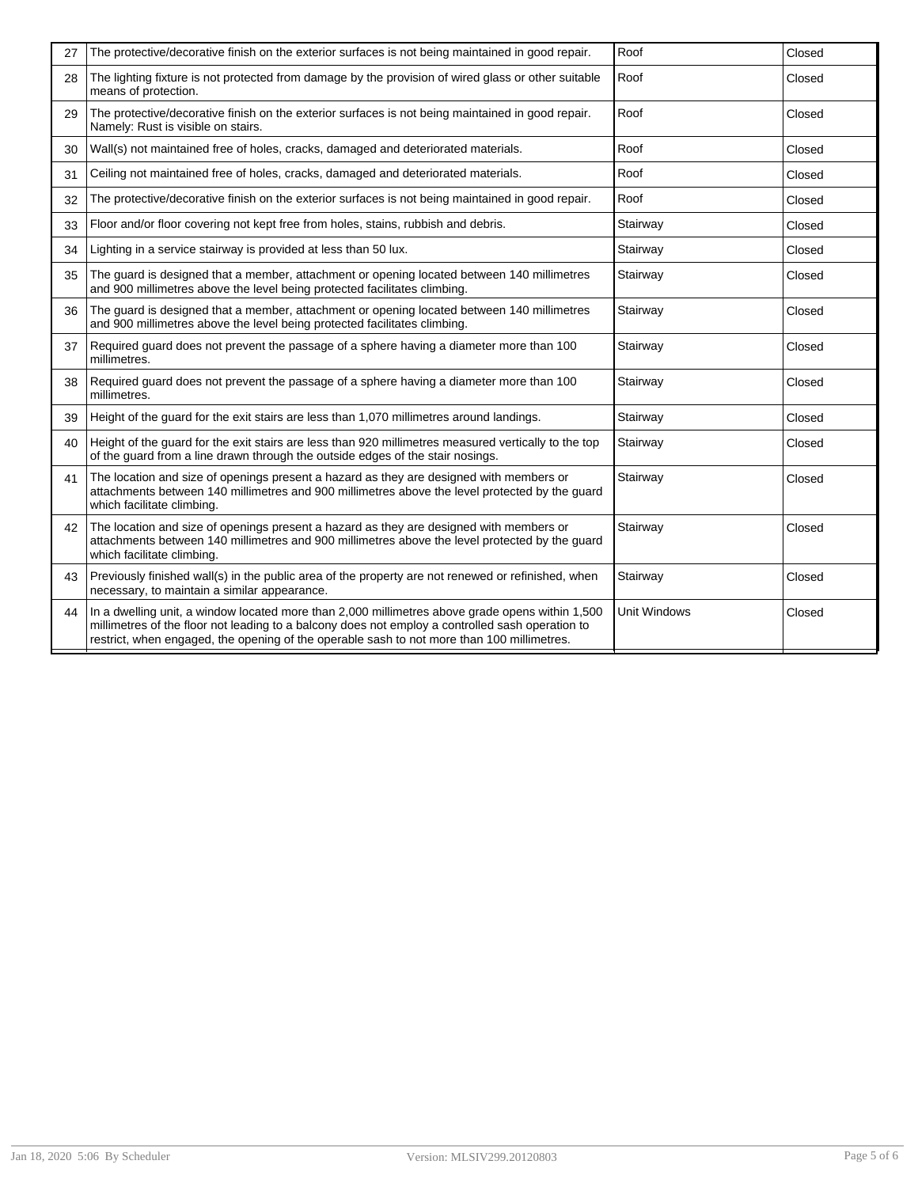| | | | |
|---|---|---|---|
| 27 | The protective/decorative finish on the exterior surfaces is not being maintained in good repair. | Roof | Closed |
| 28 | The lighting fixture is not protected from damage by the provision of wired glass or other suitable means of protection. | Roof | Closed |
| 29 | The protective/decorative finish on the exterior surfaces is not being maintained in good repair. Namely: Rust is visible on stairs. | Roof | Closed |
| 30 | Wall(s) not maintained free of holes, cracks, damaged and deteriorated materials. | Roof | Closed |
| 31 | Ceiling not maintained free of holes, cracks, damaged and deteriorated materials. | Roof | Closed |
| 32 | The protective/decorative finish on the exterior surfaces is not being maintained in good repair. | Roof | Closed |
| 33 | Floor and/or floor covering not kept free from holes, stains, rubbish and debris. | Stairway | Closed |
| 34 | Lighting in a service stairway is provided at less than 50 lux. | Stairway | Closed |
| 35 | The guard is designed that a member, attachment or opening located between 140 millimetres and 900 millimetres above the level being protected facilitates climbing. | Stairway | Closed |
| 36 | The guard is designed that a member, attachment or opening located between 140 millimetres and 900 millimetres above the level being protected facilitates climbing. | Stairway | Closed |
| 37 | Required guard does not prevent the passage of a sphere having a diameter more than 100 millimetres. | Stairway | Closed |
| 38 | Required guard does not prevent the passage of a sphere having a diameter more than 100 millimetres. | Stairway | Closed |
| 39 | Height of the guard for the exit stairs are less than 1,070 millimetres around landings. | Stairway | Closed |
| 40 | Height of the guard for the exit stairs are less than 920 millimetres measured vertically to the top of the guard from a line drawn through the outside edges of the stair nosings. | Stairway | Closed |
| 41 | The location and size of openings present a hazard as they are designed with members or attachments between 140 millimetres and 900 millimetres above the level protected by the guard which facilitate climbing. | Stairway | Closed |
| 42 | The location and size of openings present a hazard as they are designed with members or attachments between 140 millimetres and 900 millimetres above the level protected by the guard which facilitate climbing. | Stairway | Closed |
| 43 | Previously finished wall(s) in the public area of the property are not renewed or refinished, when necessary, to maintain a similar appearance. | Stairway | Closed |
| 44 | In a dwelling unit, a window located more than 2,000 millimetres above grade opens within 1,500 millimetres of the floor not leading to a balcony does not employ a controlled sash operation to restrict, when engaged, the opening of the operable sash to not more than 100 millimetres. | Unit Windows | Closed |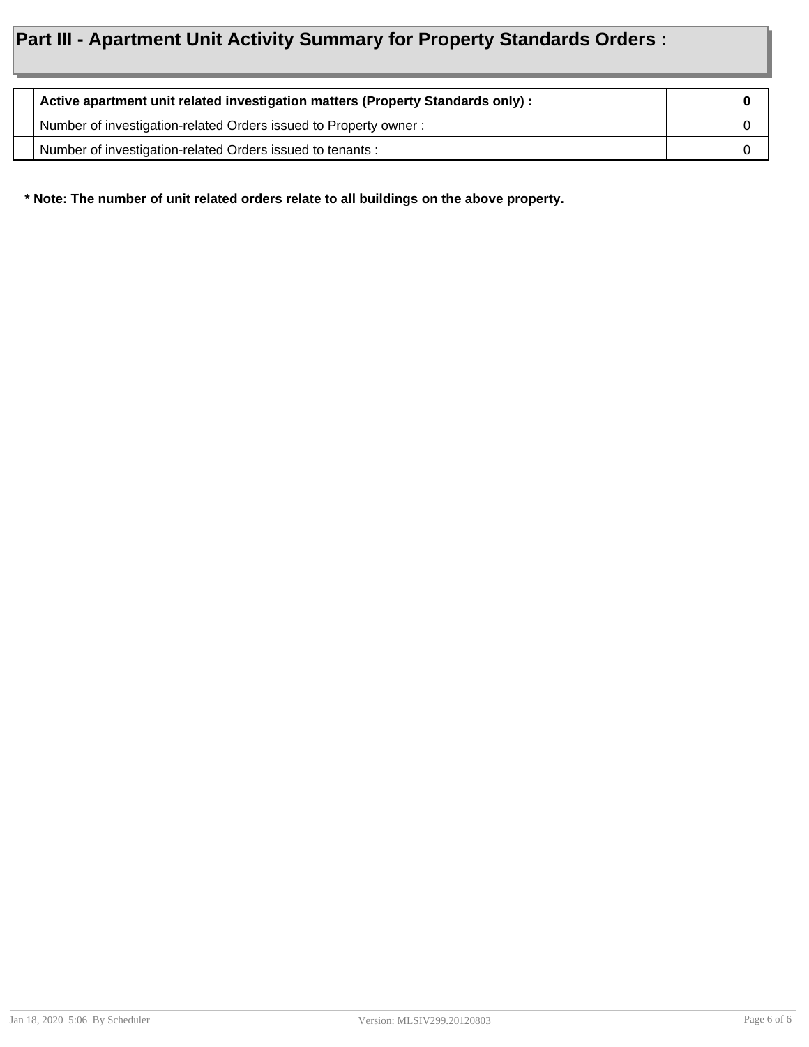## Part III - Apartment Unit Activity Summary for Property Standards Orders :

| | | |
|---|---|---|
| | **Active apartment unit related investigation matters (Property Standards only) :** | **0** |
| | Number of investigation-related Orders issued to Property owner : | 0 |
| | Number of investigation-related Orders issued to tenants : | 0 |

**\* Note: The number of unit related orders relate to all buildings on the above property.**

Jan 18, 2020 5:06 By Scheduler

Version: MLSIV299.20120803